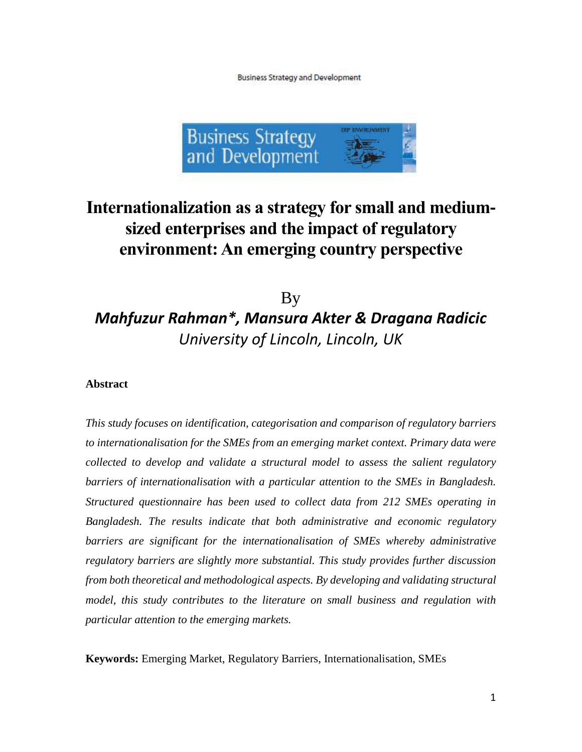# Internationalization as a strategy for small and medium-sized enterprises and the impact of regulatory environment: An emerging country perspective

By

***Mahfuzur Rahman\*, Mansura Akter & Dragana Radicic***

*University of Lincoln, Lincoln, UK*

**Abstract**

*This study focuses on identification, categorisation and comparison of regulatory barriers to internationalisation for the SMEs from an emerging market context. Primary data were collected to develop and validate a structural model to assess the salient regulatory barriers of internationalisation with a particular attention to the SMEs in Bangladesh. Structured questionnaire has been used to collect data from 212 SMEs operating in Bangladesh. The results indicate that both administrative and economic regulatory barriers are significant for the internationalisation of SMEs whereby administrative regulatory barriers are slightly more substantial. This study provides further discussion from both theoretical and methodological aspects. By developing and validating structural model, this study contributes to the literature on small business and regulation with particular attention to the emerging markets.*

**Keywords:** Emerging Market, Regulatory Barriers, Internationalisation, SMEs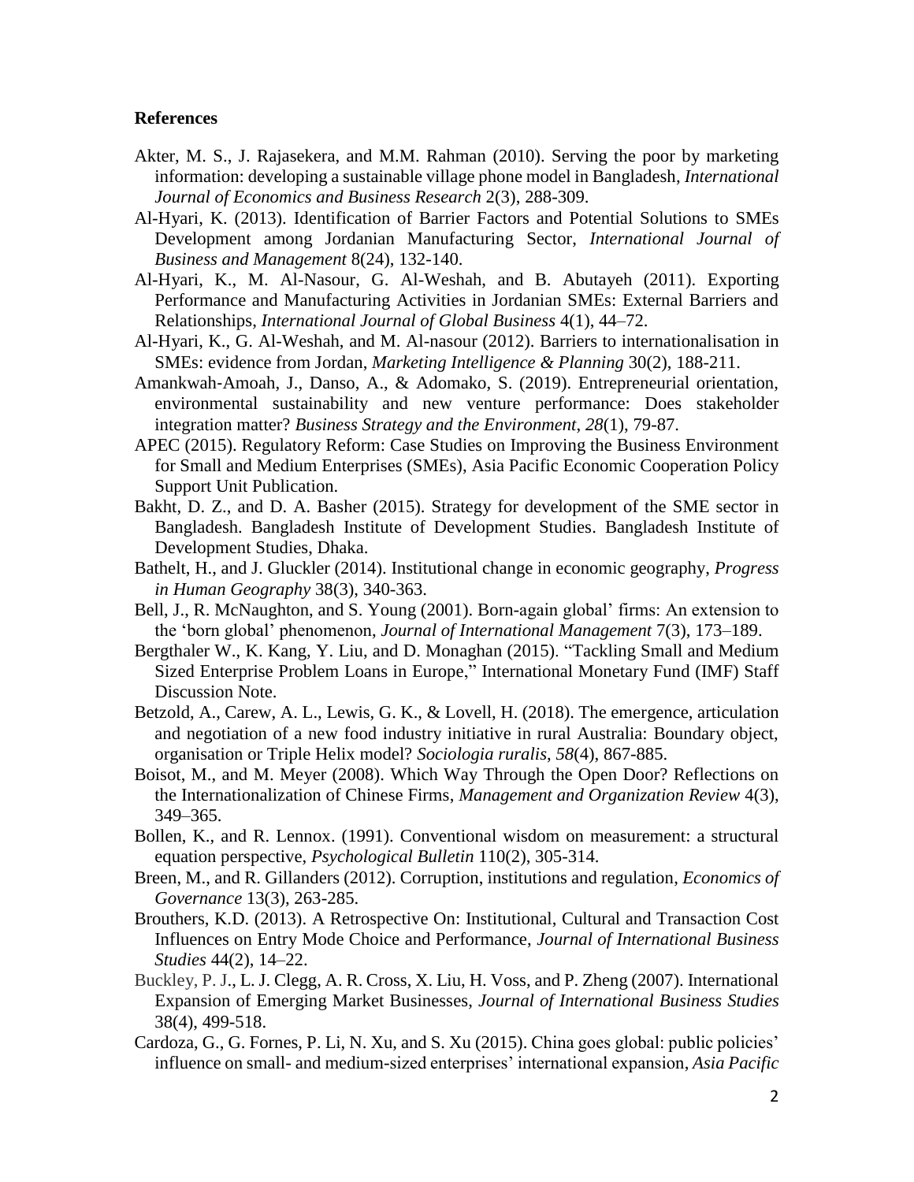**References**

Akter, M. S., J. Rajasekera, and M.M. Rahman (2010). Serving the poor by marketing information: developing a sustainable village phone model in Bangladesh, *International Journal of Economics and Business Research* 2(3), 288-309.

Al-Hyari, K. (2013). Identification of Barrier Factors and Potential Solutions to SMEs Development among Jordanian Manufacturing Sector, *International Journal of Business and Management* 8(24), 132-140.

Al-Hyari, K., M. Al-Nasour, G. Al-Weshah, and B. Abutayeh (2011). Exporting Performance and Manufacturing Activities in Jordanian SMEs: External Barriers and Relationships, *International Journal of Global Business* 4(1), 44–72.

Al-Hyari, K., G. Al-Weshah, and M. Al-nasour (2012). Barriers to internationalisation in SMEs: evidence from Jordan, *Marketing Intelligence & Planning* 30(2), 188-211.

Amankwah‐Amoah, J., Danso, A., & Adomako, S. (2019). Entrepreneurial orientation, environmental sustainability and new venture performance: Does stakeholder integration matter? *Business Strategy and the Environment*, *28*(1), 79-87.

APEC (2015). Regulatory Reform: Case Studies on Improving the Business Environment for Small and Medium Enterprises (SMEs), Asia Pacific Economic Cooperation Policy Support Unit Publication.

Bakht, D. Z., and D. A. Basher (2015). Strategy for development of the SME sector in Bangladesh. Bangladesh Institute of Development Studies. Bangladesh Institute of Development Studies, Dhaka.

Bathelt, H., and J. Gluckler (2014). Institutional change in economic geography, *Progress in Human Geography* 38(3), 340-363.

Bell, J., R. McNaughton, and S. Young (2001). Born-again global' firms: An extension to the 'born global' phenomenon, *Journal of International Management* 7(3), 173–189.

Bergthaler W., K. Kang, Y. Liu, and D. Monaghan (2015). "Tackling Small and Medium Sized Enterprise Problem Loans in Europe," International Monetary Fund (IMF) Staff Discussion Note.

Betzold, A., Carew, A. L., Lewis, G. K., & Lovell, H. (2018). The emergence, articulation and negotiation of a new food industry initiative in rural Australia: Boundary object, organisation or Triple Helix model? *Sociologia ruralis*, *58*(4), 867-885.

Boisot, M., and M. Meyer (2008). Which Way Through the Open Door? Reflections on the Internationalization of Chinese Firms, *Management and Organization Review* 4(3), 349–365.

Bollen, K., and R. Lennox. (1991). Conventional wisdom on measurement: a structural equation perspective, *Psychological Bulletin* 110(2), 305-314.

Breen, M., and R. Gillanders (2012). Corruption, institutions and regulation, *Economics of Governance* 13(3), 263-285.

Brouthers, K.D. (2013). A Retrospective On: Institutional, Cultural and Transaction Cost Influences on Entry Mode Choice and Performance, *Journal of International Business Studies* 44(2), 14–22.

Buckley, P. J., L. J. Clegg, A. R. Cross, X. Liu, H. Voss, and P. Zheng (2007). International Expansion of Emerging Market Businesses, *Journal of International Business Studies* 38(4), 499-518.

Cardoza, G., G. Fornes, P. Li, N. Xu, and S. Xu (2015). China goes global: public policies' influence on small- and medium-sized enterprises' international expansion, *Asia Pacific*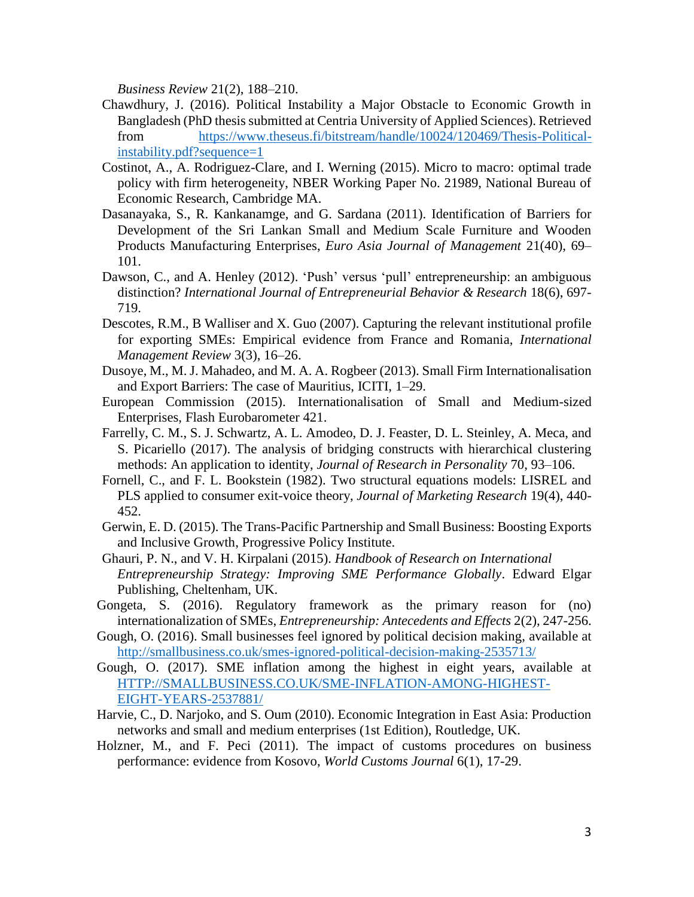*Business Review* 21(2), 188–210.

Chawdhury, J. (2016). Political Instability a Major Obstacle to Economic Growth in Bangladesh (PhD thesis submitted at Centria University of Applied Sciences). Retrieved from https://www.theseus.fi/bitstream/handle/10024/120469/Thesis-Political-instability.pdf?sequence=1

Costinot, A., A. Rodriguez-Clare, and I. Werning (2015). Micro to macro: optimal trade policy with firm heterogeneity, NBER Working Paper No. 21989, National Bureau of Economic Research, Cambridge MA.

Dasanayaka, S., R. Kankanamge, and G. Sardana (2011). Identification of Barriers for Development of the Sri Lankan Small and Medium Scale Furniture and Wooden Products Manufacturing Enterprises, *Euro Asia Journal of Management* 21(40), 69–101.

Dawson, C., and A. Henley (2012). 'Push' versus 'pull' entrepreneurship: an ambiguous distinction? *International Journal of Entrepreneurial Behavior & Research* 18(6), 697-719.

Descotes, R.M., B Walliser and X. Guo (2007). Capturing the relevant institutional profile for exporting SMEs: Empirical evidence from France and Romania, *International Management Review* 3(3), 16–26.

Dusoye, M., M. J. Mahadeo, and M. A. A. Rogbeer (2013). Small Firm Internationalisation and Export Barriers: The case of Mauritius, ICITI, 1–29.

European Commission (2015). Internationalisation of Small and Medium-sized Enterprises, Flash Eurobarometer 421.

Farrelly, C. M., S. J. Schwartz, A. L. Amodeo, D. J. Feaster, D. L. Steinley, A. Meca, and S. Picariello (2017). The analysis of bridging constructs with hierarchical clustering methods: An application to identity, *Journal of Research in Personality* 70, 93–106.

Fornell, C., and F. L. Bookstein (1982). Two structural equations models: LISREL and PLS applied to consumer exit-voice theory, *Journal of Marketing Research* 19(4), 440-452.

Gerwin, E. D. (2015). The Trans-Pacific Partnership and Small Business: Boosting Exports and Inclusive Growth, Progressive Policy Institute.

Ghauri, P. N., and V. H. Kirpalani (2015). *Handbook of Research on International Entrepreneurship Strategy: Improving SME Performance Globally*. Edward Elgar Publishing, Cheltenham, UK.

Gongeta, S. (2016). Regulatory framework as the primary reason for (no) internationalization of SMEs, *Entrepreneurship: Antecedents and Effects* 2(2), 247-256.

Gough, O. (2016). Small businesses feel ignored by political decision making, available at http://smallbusiness.co.uk/smes-ignored-political-decision-making-2535713/

Gough, O. (2017). SME inflation among the highest in eight years, available at HTTP://SMALLBUSINESS.CO.UK/SME-INFLATION-AMONG-HIGHEST-EIGHT-YEARS-2537881/

Harvie, C., D. Narjoko, and S. Oum (2010). Economic Integration in East Asia: Production networks and small and medium enterprises (1st Edition), Routledge, UK.

Holzner, M., and F. Peci (2011). The impact of customs procedures on business performance: evidence from Kosovo, *World Customs Journal* 6(1), 17-29.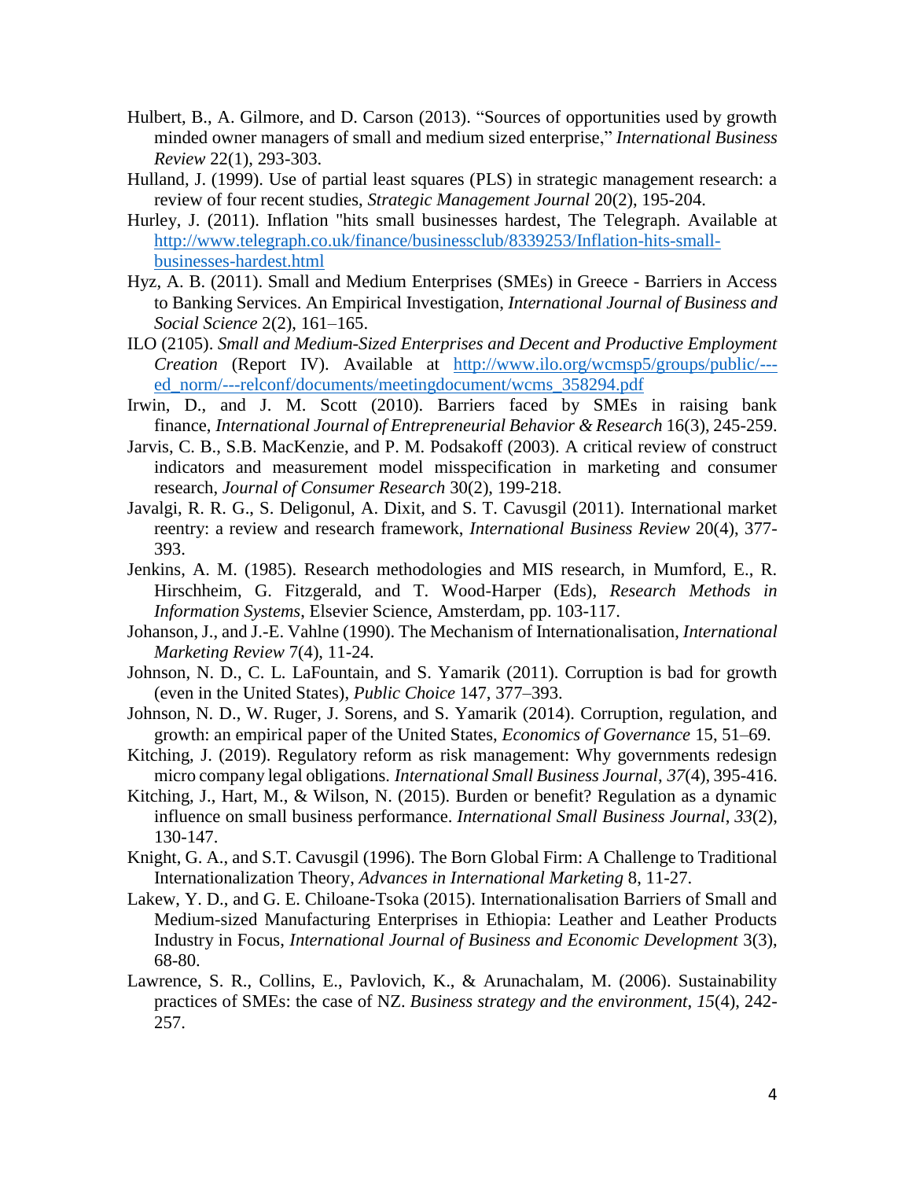Hulbert, B., A. Gilmore, and D. Carson (2013). "Sources of opportunities used by growth minded owner managers of small and medium sized enterprise," *International Business Review* 22(1), 293-303.

Hulland, J. (1999). Use of partial least squares (PLS) in strategic management research: a review of four recent studies, *Strategic Management Journal* 20(2), 195-204.

Hurley, J. (2011). Inflation "hits small businesses hardest, The Telegraph. Available at http://www.telegraph.co.uk/finance/businessclub/8339253/Inflation-hits-small-businesses-hardest.html

Hyz, A. B. (2011). Small and Medium Enterprises (SMEs) in Greece - Barriers in Access to Banking Services. An Empirical Investigation, *International Journal of Business and Social Science* 2(2), 161–165.

ILO (2105). *Small and Medium-Sized Enterprises and Decent and Productive Employment Creation* (Report IV). Available at http://www.ilo.org/wcmsp5/groups/public/---ed_norm/---relconf/documents/meetingdocument/wcms_358294.pdf

Irwin, D., and J. M. Scott (2010). Barriers faced by SMEs in raising bank finance, *International Journal of Entrepreneurial Behavior & Research* 16(3), 245-259.

Jarvis, C. B., S.B. MacKenzie, and P. M. Podsakoff (2003). A critical review of construct indicators and measurement model misspecification in marketing and consumer research, *Journal of Consumer Research* 30(2), 199-218.

Javalgi, R. R. G., S. Deligonul, A. Dixit, and S. T. Cavusgil (2011). International market reentry: a review and research framework, *International Business Review* 20(4), 377-393.

Jenkins, A. M. (1985). Research methodologies and MIS research, in Mumford, E., R. Hirschheim, G. Fitzgerald, and T. Wood-Harper (Eds), *Research Methods in Information Systems*, Elsevier Science, Amsterdam, pp. 103-117.

Johanson, J., and J.-E. Vahlne (1990). The Mechanism of Internationalisation, *International Marketing Review* 7(4), 11-24.

Johnson, N. D., C. L. LaFountain, and S. Yamarik (2011). Corruption is bad for growth (even in the United States), *Public Choice* 147, 377–393.

Johnson, N. D., W. Ruger, J. Sorens, and S. Yamarik (2014). Corruption, regulation, and growth: an empirical paper of the United States, *Economics of Governance* 15, 51–69.

Kitching, J. (2019). Regulatory reform as risk management: Why governments redesign micro company legal obligations. *International Small Business Journal*, *37*(4), 395-416.

Kitching, J., Hart, M., & Wilson, N. (2015). Burden or benefit? Regulation as a dynamic influence on small business performance. *International Small Business Journal*, *33*(2), 130-147.

Knight, G. A., and S.T. Cavusgil (1996). The Born Global Firm: A Challenge to Traditional Internationalization Theory, *Advances in International Marketing* 8, 11-27.

Lakew, Y. D., and G. E. Chiloane-Tsoka (2015). Internationalisation Barriers of Small and Medium-sized Manufacturing Enterprises in Ethiopia: Leather and Leather Products Industry in Focus, *International Journal of Business and Economic Development* 3(3), 68-80.

Lawrence, S. R., Collins, E., Pavlovich, K., & Arunachalam, M. (2006). Sustainability practices of SMEs: the case of NZ. *Business strategy and the environment*, *15*(4), 242-257.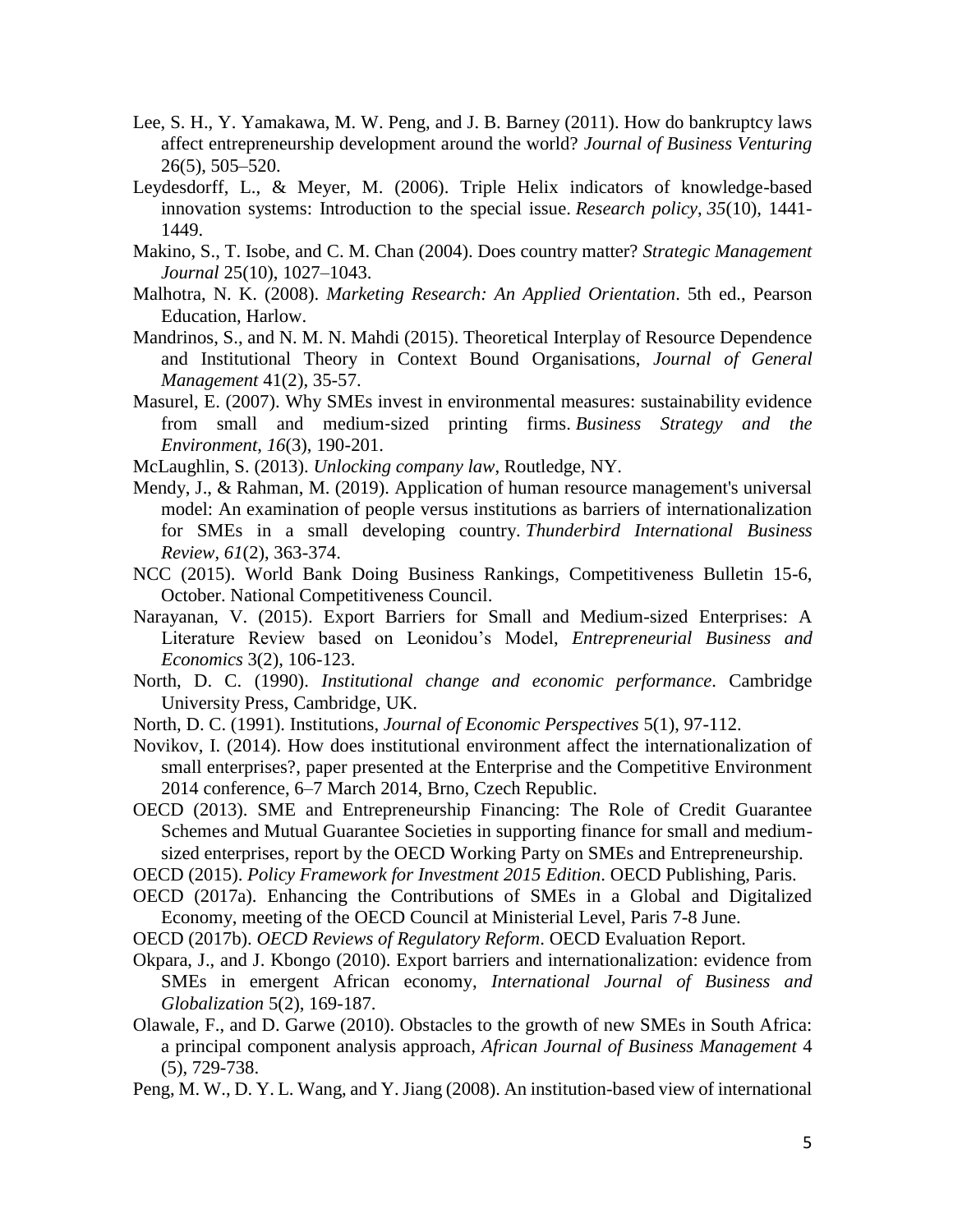Lee, S. H., Y. Yamakawa, M. W. Peng, and J. B. Barney (2011). How do bankruptcy laws affect entrepreneurship development around the world? *Journal of Business Venturing* 26(5), 505–520.

Leydesdorff, L., & Meyer, M. (2006). Triple Helix indicators of knowledge-based innovation systems: Introduction to the special issue. *Research policy*, *35*(10), 1441-1449.

Makino, S., T. Isobe, and C. M. Chan (2004). Does country matter? *Strategic Management Journal* 25(10), 1027–1043.

Malhotra, N. K. (2008). *Marketing Research: An Applied Orientation*. 5th ed., Pearson Education, Harlow.

Mandrinos, S., and N. M. N. Mahdi (2015). Theoretical Interplay of Resource Dependence and Institutional Theory in Context Bound Organisations, *Journal of General Management* 41(2), 35-57.

Masurel, E. (2007). Why SMEs invest in environmental measures: sustainability evidence from small and medium‐sized printing firms. *Business Strategy and the Environment*, *16*(3), 190-201.

McLaughlin, S. (2013). *Unlocking company law*, Routledge, NY.

Mendy, J., & Rahman, M. (2019). Application of human resource management's universal model: An examination of people versus institutions as barriers of internationalization for SMEs in a small developing country. *Thunderbird International Business Review*, *61*(2), 363-374.

NCC (2015). World Bank Doing Business Rankings, Competitiveness Bulletin 15-6, October. National Competitiveness Council.

Narayanan, V. (2015). Export Barriers for Small and Medium-sized Enterprises: A Literature Review based on Leonidou's Model, *Entrepreneurial Business and Economics* 3(2), 106-123.

North, D. C. (1990). *Institutional change and economic performance*. Cambridge University Press, Cambridge, UK.

North, D. C. (1991). Institutions, *Journal of Economic Perspectives* 5(1), 97-112.

Novikov, I. (2014). How does institutional environment affect the internationalization of small enterprises?, paper presented at the Enterprise and the Competitive Environment 2014 conference, 6–7 March 2014, Brno, Czech Republic.

OECD (2013). SME and Entrepreneurship Financing: The Role of Credit Guarantee Schemes and Mutual Guarantee Societies in supporting finance for small and medium-sized enterprises, report by the OECD Working Party on SMEs and Entrepreneurship.

OECD (2015). *Policy Framework for Investment 2015 Edition*. OECD Publishing, Paris.

OECD (2017a). Enhancing the Contributions of SMEs in a Global and Digitalized Economy, meeting of the OECD Council at Ministerial Level, Paris 7-8 June.

OECD (2017b). *OECD Reviews of Regulatory Reform*. OECD Evaluation Report.

Okpara, J., and J. Kbongo (2010). Export barriers and internationalization: evidence from SMEs in emergent African economy, *International Journal of Business and Globalization* 5(2), 169-187.

Olawale, F., and D. Garwe (2010). Obstacles to the growth of new SMEs in South Africa: a principal component analysis approach, *African Journal of Business Management* 4 (5), 729-738.

Peng, M. W., D. Y. L. Wang, and Y. Jiang (2008). An institution-based view of international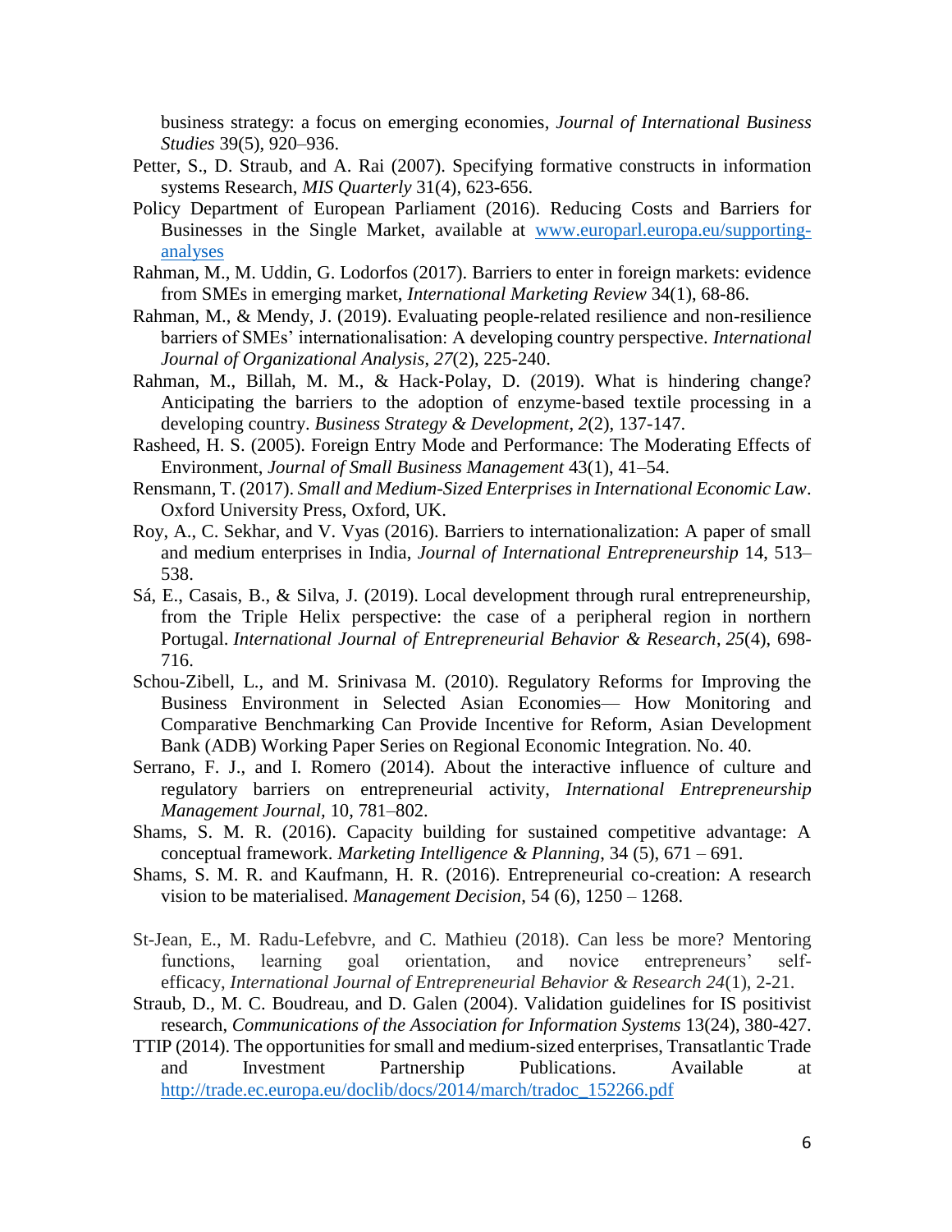business strategy: a focus on emerging economies, *Journal of International Business Studies* 39(5), 920–936.

Petter, S., D. Straub, and A. Rai (2007). Specifying formative constructs in information systems Research, *MIS Quarterly* 31(4), 623-656.

Policy Department of European Parliament (2016). Reducing Costs and Barriers for Businesses in the Single Market, available at [www.europarl.europa.eu/supporting-analyses](www.europarl.europa.eu/supporting-analyses)

Rahman, M., M. Uddin, G. Lodorfos (2017). Barriers to enter in foreign markets: evidence from SMEs in emerging market, *International Marketing Review* 34(1), 68-86.

Rahman, M., & Mendy, J. (2019). Evaluating people-related resilience and non-resilience barriers of SMEs' internationalisation: A developing country perspective. *International Journal of Organizational Analysis*, *27*(2), 225-240.

Rahman, M., Billah, M. M., & Hack-Polay, D. (2019). What is hindering change? Anticipating the barriers to the adoption of enzyme-based textile processing in a developing country. *Business Strategy & Development*, *2*(2), 137-147.

Rasheed, H. S. (2005). Foreign Entry Mode and Performance: The Moderating Effects of Environment, *Journal of Small Business Management* 43(1), 41–54.

Rensmann, T. (2017). *Small and Medium-Sized Enterprises in International Economic Law*. Oxford University Press, Oxford, UK.

Roy, A., C. Sekhar, and V. Vyas (2016). Barriers to internationalization: A paper of small and medium enterprises in India, *Journal of International Entrepreneurship* 14, 513–538.

Sá, E., Casais, B., & Silva, J. (2019). Local development through rural entrepreneurship, from the Triple Helix perspective: the case of a peripheral region in northern Portugal. *International Journal of Entrepreneurial Behavior & Research*, *25*(4), 698-716.

Schou-Zibell, L., and M. Srinivasa M. (2010). Regulatory Reforms for Improving the Business Environment in Selected Asian Economies— How Monitoring and Comparative Benchmarking Can Provide Incentive for Reform, Asian Development Bank (ADB) Working Paper Series on Regional Economic Integration. No. 40.

Serrano, F. J., and I. Romero (2014). About the interactive influence of culture and regulatory barriers on entrepreneurial activity, *International Entrepreneurship Management Journal*, 10, 781–802.

Shams, S. M. R. (2016). Capacity building for sustained competitive advantage: A conceptual framework. *Marketing Intelligence & Planning*, 34 (5), 671 – 691.

Shams, S. M. R. and Kaufmann, H. R. (2016). Entrepreneurial co-creation: A research vision to be materialised. *Management Decision*, 54 (6), 1250 – 1268.

St-Jean, E., M. Radu-Lefebvre, and C. Mathieu (2018). Can less be more? Mentoring functions, learning goal orientation, and novice entrepreneurs' self-efficacy, *International Journal of Entrepreneurial Behavior & Research 24*(1), 2-21.

Straub, D., M. C. Boudreau, and D. Galen (2004). Validation guidelines for IS positivist research, *Communications of the Association for Information Systems* 13(24), 380-427.

TTIP (2014). The opportunities for small and medium-sized enterprises, Transatlantic Trade and Investment Partnership Publications. Available at [http://trade.ec.europa.eu/doclib/docs/2014/march/tradoc_152266.pdf](http://trade.ec.europa.eu/doclib/docs/2014/march/tradoc_152266.pdf)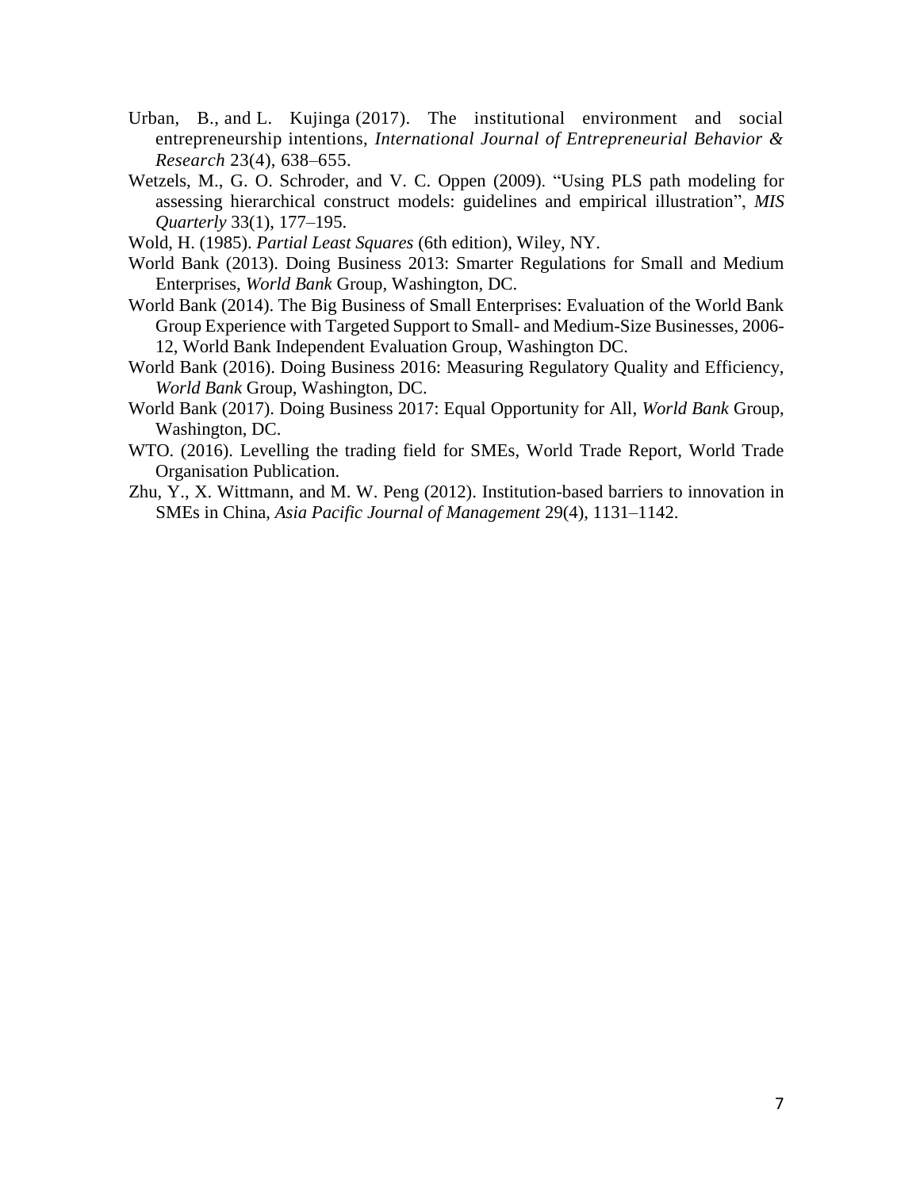Urban, B., and L. Kujinga (2017). The institutional environment and social entrepreneurship intentions, *International Journal of Entrepreneurial Behavior & Research* 23(4), 638–655.

Wetzels, M., G. O. Schroder, and V. C. Oppen (2009). "Using PLS path modeling for assessing hierarchical construct models: guidelines and empirical illustration", *MIS Quarterly* 33(1), 177–195.

Wold, H. (1985). *Partial Least Squares* (6th edition), Wiley, NY.

World Bank (2013). Doing Business 2013: Smarter Regulations for Small and Medium Enterprises, *World Bank* Group, Washington, DC.

World Bank (2014). The Big Business of Small Enterprises: Evaluation of the World Bank Group Experience with Targeted Support to Small- and Medium-Size Businesses, 2006-12, World Bank Independent Evaluation Group, Washington DC.

World Bank (2016). Doing Business 2016: Measuring Regulatory Quality and Efficiency, *World Bank* Group, Washington, DC.

World Bank (2017). Doing Business 2017: Equal Opportunity for All, *World Bank* Group, Washington, DC.

WTO. (2016). Levelling the trading field for SMEs, World Trade Report, World Trade Organisation Publication.

Zhu, Y., X. Wittmann, and M. W. Peng (2012). Institution-based barriers to innovation in SMEs in China, *Asia Pacific Journal of Management* 29(4), 1131–1142.